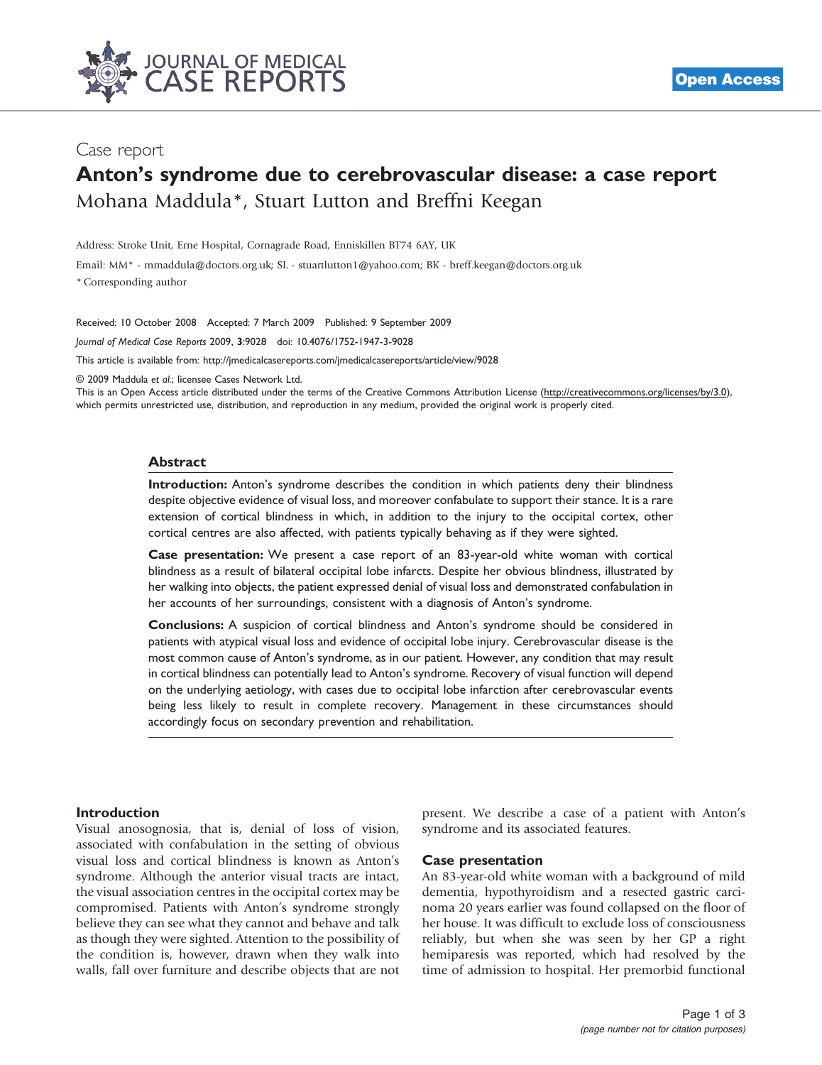Case report

# Anton's syndrome due to cerebrovascular disease: a case report

Mohana Maddula*, Stuart Lutton and Breffni Keegan

Address: Stroke Unit, Erne Hospital, Cornagrade Road, Enniskillen BT74 6AY, UK

Email: MM* - mmaddula@doctors.org.uk; SL - stuartlutton1@yahoo.com; BK - breff.keegan@doctors.org.uk

* Corresponding author

Received: 10 October 2008 Accepted: 7 March 2009 Published: 9 September 2009

*Journal of Medical Case Reports* 2009, **3**:9028 doi: 10.4076/1752-1947-3-9028

This article is available from: http://jmedicalcasereports.com/jmedicalcasereports/article/view/9028

© 2009 Maddula *et al.*; licensee Cases Network Ltd.

This is an Open Access article distributed under the terms of the Creative Commons Attribution License (http://creativecommons.org/licenses/by/3.0), which permits unrestricted use, distribution, and reproduction in any medium, provided the original work is properly cited.

## Abstract

**Introduction:** Anton's syndrome describes the condition in which patients deny their blindness despite objective evidence of visual loss, and moreover confabulate to support their stance. It is a rare extension of cortical blindness in which, in addition to the injury to the occipital cortex, other cortical centres are also affected, with patients typically behaving as if they were sighted.

**Case presentation:** We present a case report of an 83-year-old white woman with cortical blindness as a result of bilateral occipital lobe infarcts. Despite her obvious blindness, illustrated by her walking into objects, the patient expressed denial of visual loss and demonstrated confabulation in her accounts of her surroundings, consistent with a diagnosis of Anton's syndrome.

**Conclusions:** A suspicion of cortical blindness and Anton's syndrome should be considered in patients with atypical visual loss and evidence of occipital lobe injury. Cerebrovascular disease is the most common cause of Anton's syndrome, as in our patient. However, any condition that may result in cortical blindness can potentially lead to Anton's syndrome. Recovery of visual function will depend on the underlying aetiology, with cases due to occipital lobe infarction after cerebrovascular events being less likely to result in complete recovery. Management in these circumstances should accordingly focus on secondary prevention and rehabilitation.

## Introduction

Visual anosognosia, that is, denial of loss of vision, associated with confabulation in the setting of obvious visual loss and cortical blindness is known as Anton's syndrome. Although the anterior visual tracts are intact, the visual association centres in the occipital cortex may be compromised. Patients with Anton's syndrome strongly believe they can see what they cannot and behave and talk as though they were sighted. Attention to the possibility of the condition is, however, drawn when they walk into walls, fall over furniture and describe objects that are not present. We describe a case of a patient with Anton's syndrome and its associated features.

## Case presentation

An 83-year-old white woman with a background of mild dementia, hypothyroidism and a resected gastric carcinoma 20 years earlier was found collapsed on the floor of her house. It was difficult to exclude loss of consciousness reliably, but when she was seen by her GP a right hemiparesis was reported, which had resolved by the time of admission to hospital. Her premorbid functional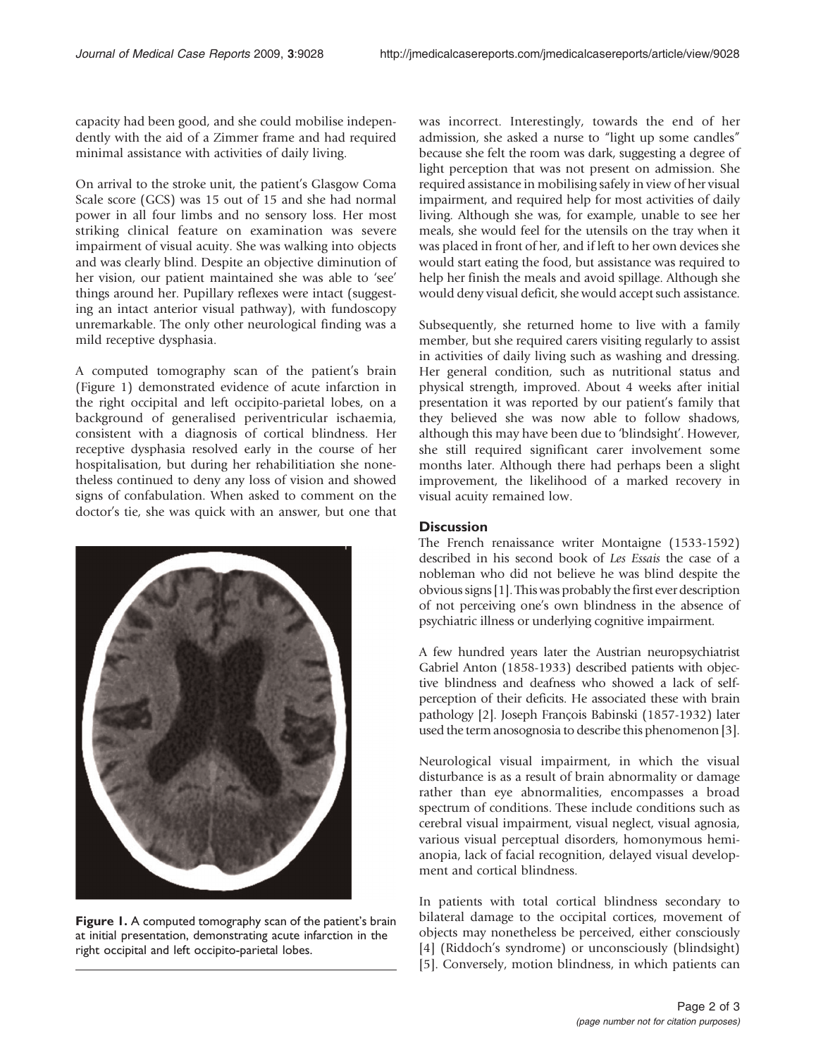capacity had been good, and she could mobilise independently with the aid of a Zimmer frame and had required minimal assistance with activities of daily living.

On arrival to the stroke unit, the patient's Glasgow Coma Scale score (GCS) was 15 out of 15 and she had normal power in all four limbs and no sensory loss. Her most striking clinical feature on examination was severe impairment of visual acuity. She was walking into objects and was clearly blind. Despite an objective diminution of her vision, our patient maintained she was able to 'see' things around her. Pupillary reflexes were intact (suggesting an intact anterior visual pathway), with fundoscopy unremarkable. The only other neurological finding was a mild receptive dysphasia.

A computed tomography scan of the patient's brain (Figure 1) demonstrated evidence of acute infarction in the right occipital and left occipito-parietal lobes, on a background of generalised periventricular ischaemia, consistent with a diagnosis of cortical blindness. Her receptive dysphasia resolved early in the course of her hospitalisation, but during her rehabilitiation she nonetheless continued to deny any loss of vision and showed signs of confabulation. When asked to comment on the doctor's tie, she was quick with an answer, but one that was incorrect. Interestingly, towards the end of her admission, she asked a nurse to "light up some candles" because she felt the room was dark, suggesting a degree of light perception that was not present on admission. She required assistance in mobilising safely in view of her visual impairment, and required help for most activities of daily living. Although she was, for example, unable to see her meals, she would feel for the utensils on the tray when it was placed in front of her, and if left to her own devices she would start eating the food, but assistance was required to help her finish the meals and avoid spillage. Although she would deny visual deficit, she would accept such assistance.

**Figure 1.** A computed tomography scan of the patient's brain at initial presentation, demonstrating acute infarction in the right occipital and left occipito-parietal lobes.

Subsequently, she returned home to live with a family member, but she required carers visiting regularly to assist in activities of daily living such as washing and dressing. Her general condition, such as nutritional status and physical strength, improved. About 4 weeks after initial presentation it was reported by our patient's family that they believed she was now able to follow shadows, although this may have been due to 'blindsight'. However, she still required significant carer involvement some months later. Although there had perhaps been a slight improvement, the likelihood of a marked recovery in visual acuity remained low.

## Discussion

The French renaissance writer Montaigne (1533-1592) described in his second book of *Les Essais* the case of a nobleman who did not believe he was blind despite the obvious signs [1]. This was probably the first ever description of not perceiving one's own blindness in the absence of psychiatric illness or underlying cognitive impairment.

A few hundred years later the Austrian neuropsychiatrist Gabriel Anton (1858-1933) described patients with objective blindness and deafness who showed a lack of self-perception of their deficits. He associated these with brain pathology [2]. Joseph François Babinski (1857-1932) later used the term anosognosia to describe this phenomenon [3].

Neurological visual impairment, in which the visual disturbance is as a result of brain abnormality or damage rather than eye abnormalities, encompasses a broad spectrum of conditions. These include conditions such as cerebral visual impairment, visual neglect, visual agnosia, various visual perceptual disorders, homonymous hemianopia, lack of facial recognition, delayed visual development and cortical blindness.

In patients with total cortical blindness secondary to bilateral damage to the occipital cortices, movement of objects may nonetheless be perceived, either consciously [4] (Riddoch's syndrome) or unconsciously (blindsight) [5]. Conversely, motion blindness, in which patients can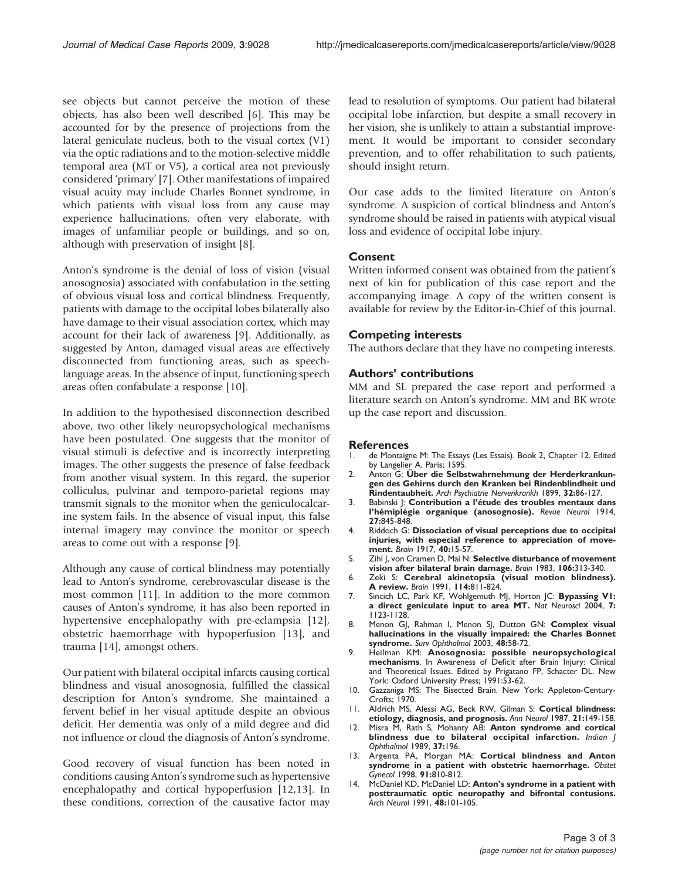see objects but cannot perceive the motion of these objects, has also been well described [6]. This may be accounted for by the presence of projections from the lateral geniculate nucleus, both to the visual cortex (V1) via the optic radiations and to the motion-selective middle temporal area (MT or V5), a cortical area not previously considered 'primary' [7]. Other manifestations of impaired visual acuity may include Charles Bonnet syndrome, in which patients with visual loss from any cause may experience hallucinations, often very elaborate, with images of unfamiliar people or buildings, and so on, although with preservation of insight [8].

Anton's syndrome is the denial of loss of vision (visual anosognosia) associated with confabulation in the setting of obvious visual loss and cortical blindness. Frequently, patients with damage to the occipital lobes bilaterally also have damage to their visual association cortex, which may account for their lack of awareness [9]. Additionally, as suggested by Anton, damaged visual areas are effectively disconnected from functioning areas, such as speech-language areas. In the absence of input, functioning speech areas often confabulate a response [10].

In addition to the hypothesised disconnection described above, two other likely neuropsychological mechanisms have been postulated. One suggests that the monitor of visual stimuli is defective and is incorrectly interpreting images. The other suggests the presence of false feedback from another visual system. In this regard, the superior colliculus, pulvinar and temporo-parietal regions may transmit signals to the monitor when the geniculocalcarine system fails. In the absence of visual input, this false internal imagery may convince the monitor or speech areas to come out with a response [9].

Although any cause of cortical blindness may potentially lead to Anton's syndrome, cerebrovascular disease is the most common [11]. In addition to the more common causes of Anton's syndrome, it has also been reported in hypertensive encephalopathy with pre-eclampsia [12], obstetric haemorrhage with hypoperfusion [13], and trauma [14], amongst others.

Our patient with bilateral occipital infarcts causing cortical blindness and visual anosognosia, fulfilled the classical description for Anton's syndrome. She maintained a fervent belief in her visual aptitude despite an obvious deficit. Her dementia was only of a mild degree and did not influence or cloud the diagnosis of Anton's syndrome.

Good recovery of visual function has been noted in conditions causing Anton's syndrome such as hypertensive encephalopathy and cortical hypoperfusion [12,13]. In these conditions, correction of the causative factor may lead to resolution of symptoms. Our patient had bilateral occipital lobe infarction, but despite a small recovery in her vision, she is unlikely to attain a substantial improvement. It would be important to consider secondary prevention, and to offer rehabilitation to such patients, should insight return.

Our case adds to the limited literature on Anton's syndrome. A suspicion of cortical blindness and Anton's syndrome should be raised in patients with atypical visual loss and evidence of occipital lobe injury.

## Consent

Written informed consent was obtained from the patient's next of kin for publication of this case report and the accompanying image. A copy of the written consent is available for review by the Editor-in-Chief of this journal.

## Competing interests

The authors declare that they have no competing interests.

## Authors' contributions

MM and SL prepared the case report and performed a literature search on Anton's syndrome. MM and BK wrote up the case report and discussion.

## References

1. de Montaigne M: The Essays (Les Essais). Book 2, Chapter 12. Edited by Langelier A. Paris; 1595.
2. Anton G: **Über die Selbstwahrnehmung der Herderkrankungen des Gehirns durch den Kranken bei Rindenblindheit und Rindentaubheit.** *Arch Psychiatrie Nervenkrankh* 1899, **32:**86-127.
3. Babinski J: **Contribution a l'étude des troubles mentaux dans l'hémiplégie organique (anosognosie).** *Revue Neurol* 1914, **27:**845-848.
4. Riddoch G: **Dissociation of visual perceptions due to occipital injuries, with especial reference to appreciation of movement.** *Brain* 1917, **40:**15-57.
5. Zihl J, von Cramen D, Mai N: **Selective disturbance of movement vision after bilateral brain damage.** *Brain* 1983, **106:**313-340.
6. Zeki S: **Cerebral akinetopsia (visual motion blindness). A review.** *Brain* 1991, **114:**811-824.
7. Sincich LC, Park KF, Wohlgemuth MJ, Horton JC: **Bypassing V1: a direct geniculate input to area MT.** *Nat Neurosci* 2004, **7:** 1123-1128.
8. Menon GJ, Rahman I, Menon SJ, Dutton GN: **Complex visual hallucinations in the visually impaired: the Charles Bonnet syndrome.** *Surv Ophthalmol* 2003, **48:**58-72.
9. Heilman KM: **Anosognosia: possible neuropsychological mechanisms**. In Awareness of Deficit after Brain Injury: Clinical and Theoretical Issues. Edited by Prigatano FP, Schacter DL. New York: Oxford University Press; 1991:53-62.
10. Gazzaniga MS: The Bisected Brain. New York: Appleton-Century-Crofts; 1970.
11. Aldrich MS, Alessi AG, Beck RW, Gilman S: **Cortical blindness: etiology, diagnosis, and prognosis.** *Ann Neurol* 1987, **21:**149-158.
12. Misra M, Rath S, Mohanty AB: **Anton syndrome and cortical blindness due to bilateral occipital infarction.** *Indian J Ophthalmol* 1989, **37:**196.
13. Argenta PA, Morgan MA: **Cortical blindness and Anton syndrome in a patient with obstetric haemorrhage.** *Obstet Gynecol* 1998, **91:**810-812.
14. McDaniel KD, McDaniel LD: **Anton's syndrome in a patient with posttraumatic optic neuropathy and bifrontal contusions.** *Arch Neurol* 1991, **48:**101-105.